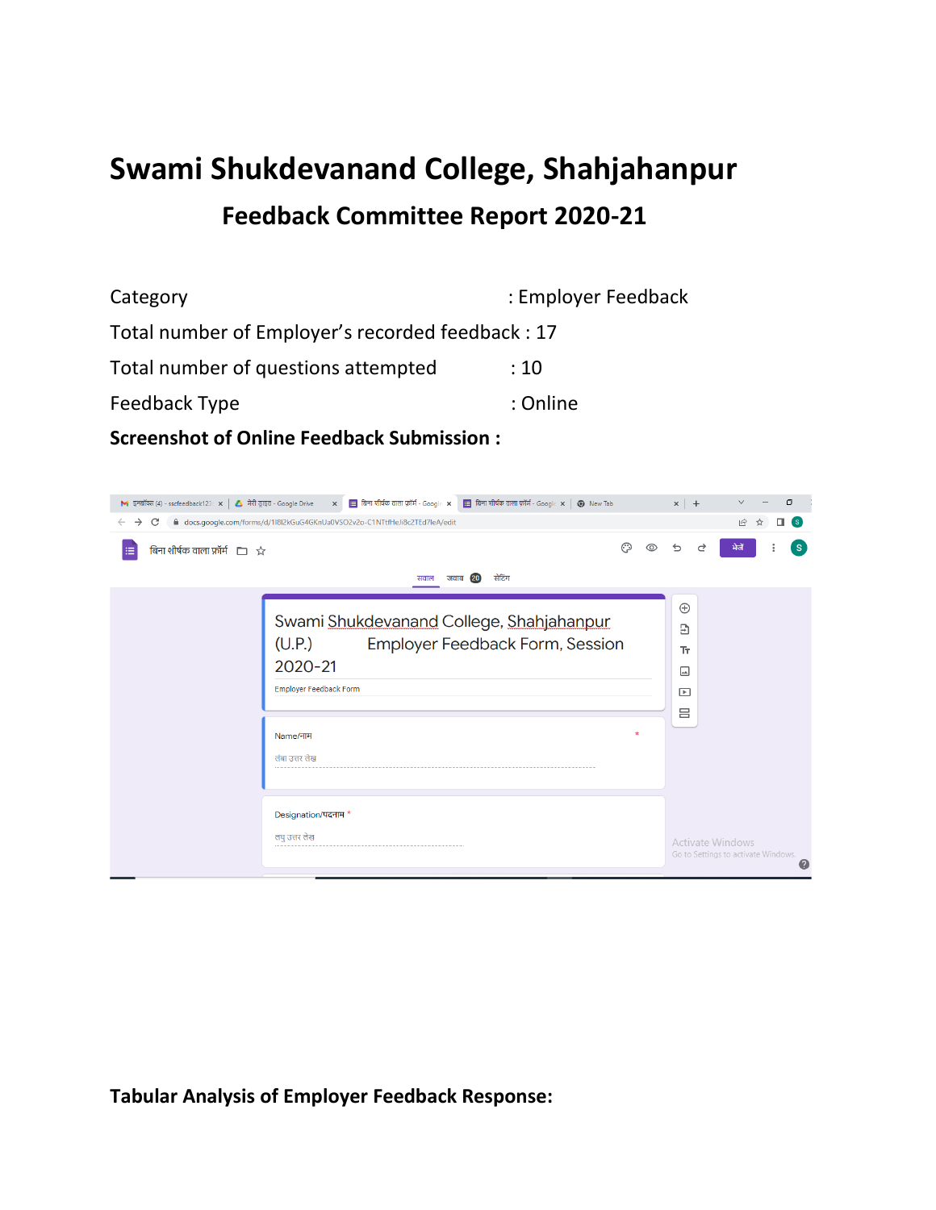# Swami Shukdevanand College, Shahjahanpur

## Feedback Committee Report 2020-21

Category : Employer Feedback

Total number of Employer's recorded feedback : 17

Total number of questions attempted : 10

Feedback Type : Online

**Screenshot of Online Feedback Submission :**

**Tabular Analysis of Employer Feedback Response:**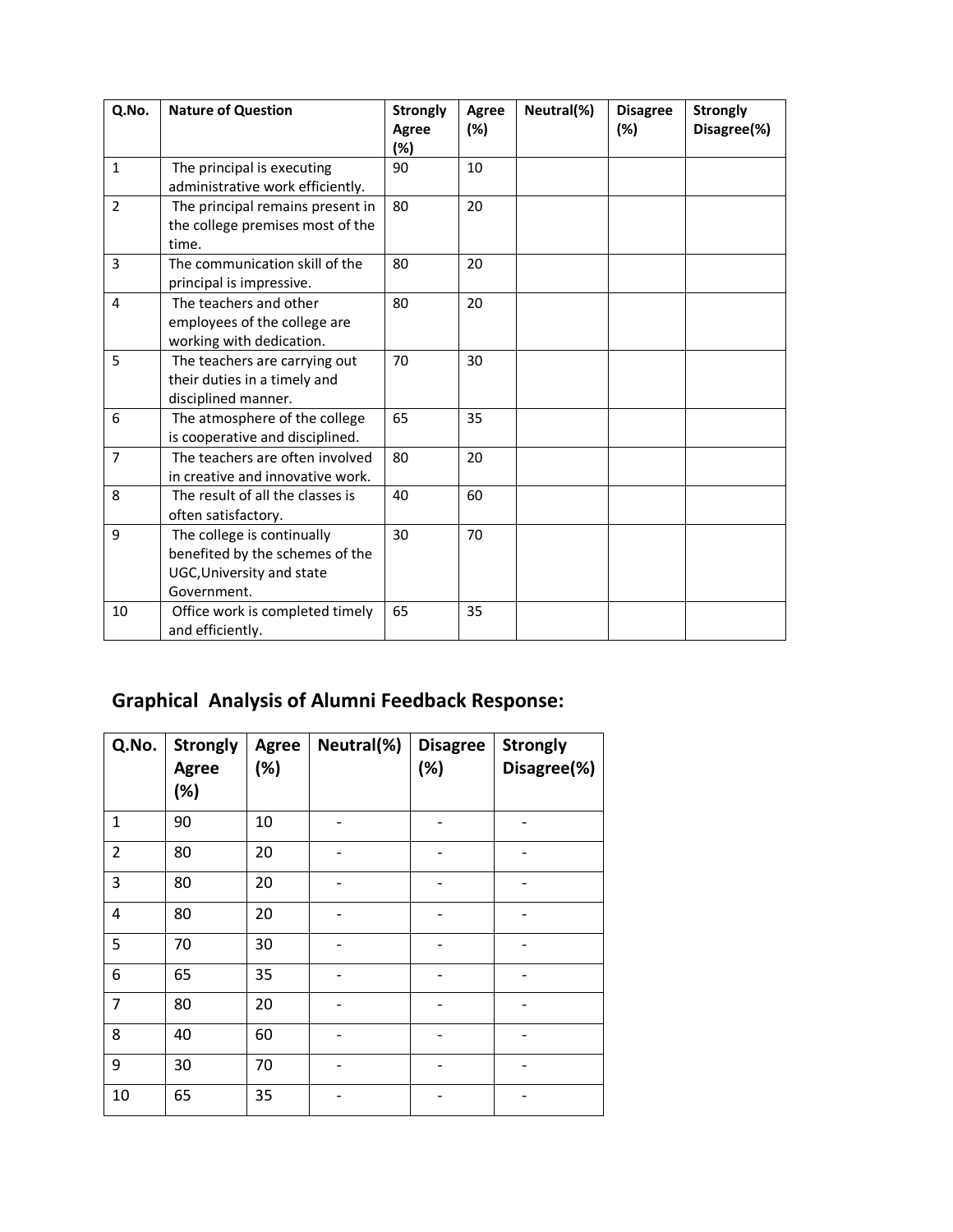| Q.No. | Nature of Question | Strongly Agree (%) | Agree (%) | Neutral(%) | Disagree (%) | Strongly Disagree(%) |
|---|---|---|---|---|---|---|
| 1 | The principal is executing administrative work efficiently. | 90 | 10 | | | |
| 2 | The principal remains present in the college premises most of the time. | 80 | 20 | | | |
| 3 | The communication skill of the principal is impressive. | 80 | 20 | | | |
| 4 | The teachers and other employees of the college are working with dedication. | 80 | 20 | | | |
| 5 | The teachers are carrying out their duties in a timely and disciplined manner. | 70 | 30 | | | |
| 6 | The atmosphere of the college is cooperative and disciplined. | 65 | 35 | | | |
| 7 | The teachers are often involved in creative and innovative work. | 80 | 20 | | | |
| 8 | The result of all the classes is often satisfactory. | 40 | 60 | | | |
| 9 | The college is continually benefited by the schemes of the UGC,University and state Government. | 30 | 70 | | | |
| 10 | Office work is completed timely and efficiently. | 65 | 35 | | | |

## Graphical Analysis of Alumni Feedback Response:

| Q.No. | Strongly Agree (%) | Agree (%) | Neutral(%) | Disagree (%) | Strongly Disagree(%) |
|---|---|---|---|---|---|
| 1 | 90 | 10 | - | - | - |
| 2 | 80 | 20 | - | - | - |
| 3 | 80 | 20 | - | - | - |
| 4 | 80 | 20 | - | - | - |
| 5 | 70 | 30 | - | - | - |
| 6 | 65 | 35 | - | - | - |
| 7 | 80 | 20 | - | - | - |
| 8 | 40 | 60 | - | - | - |
| 9 | 30 | 70 | - | - | - |
| 10 | 65 | 35 | - | - | - |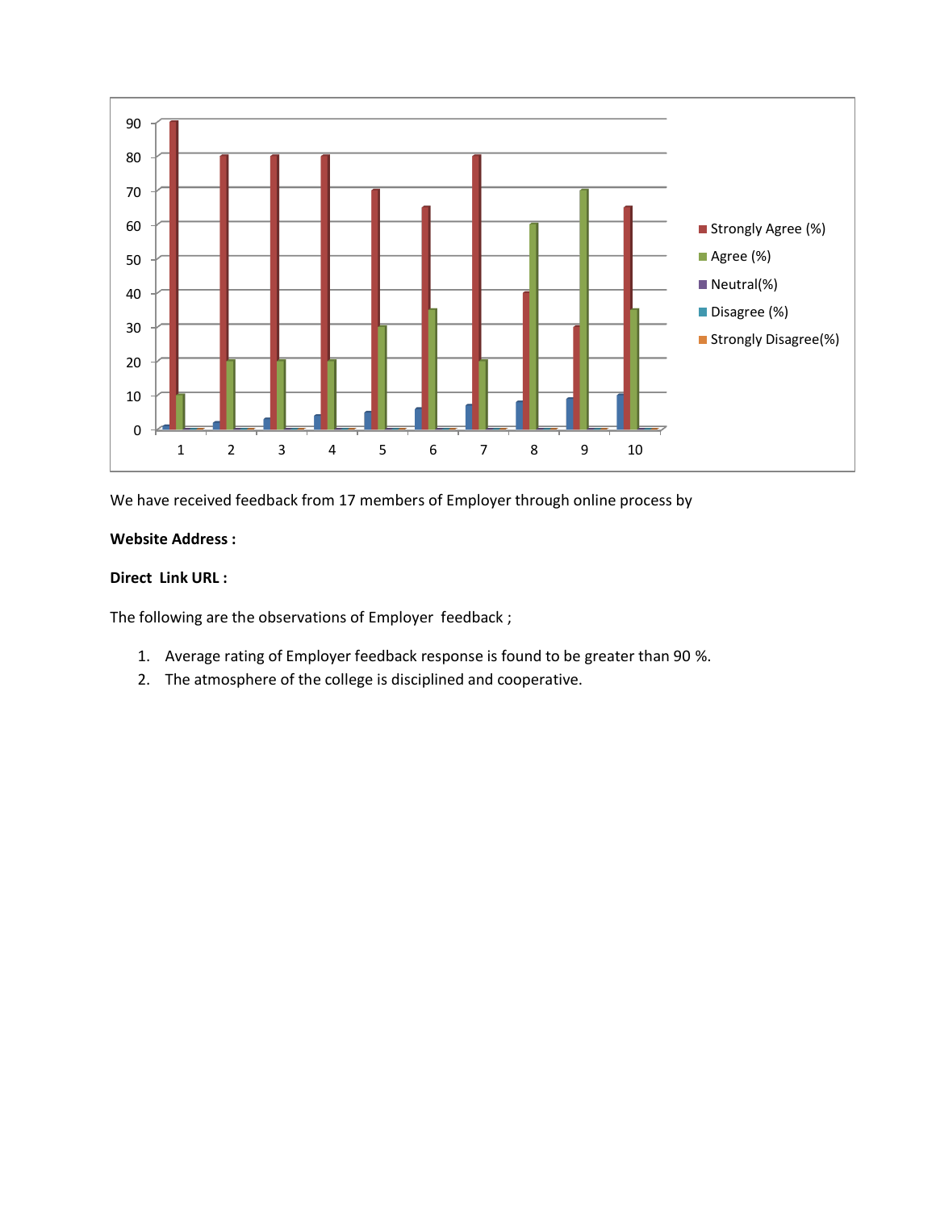90
80
70
60
50
40
30
20
10
0

1 2 3 4 5 6 7 8 9 10

Strongly Agree (%)
Agree (%)
Neutral(%)
Disagree (%)
Strongly Disagree(%)

We have received feedback from 17 members of Employer through online process by

**Website Address :**

**Direct Link URL :**

The following are the observations of Employer feedback ;

1. Average rating of Employer feedback response is found to be greater than 90 %.
2. The atmosphere of the college is disciplined and cooperative.